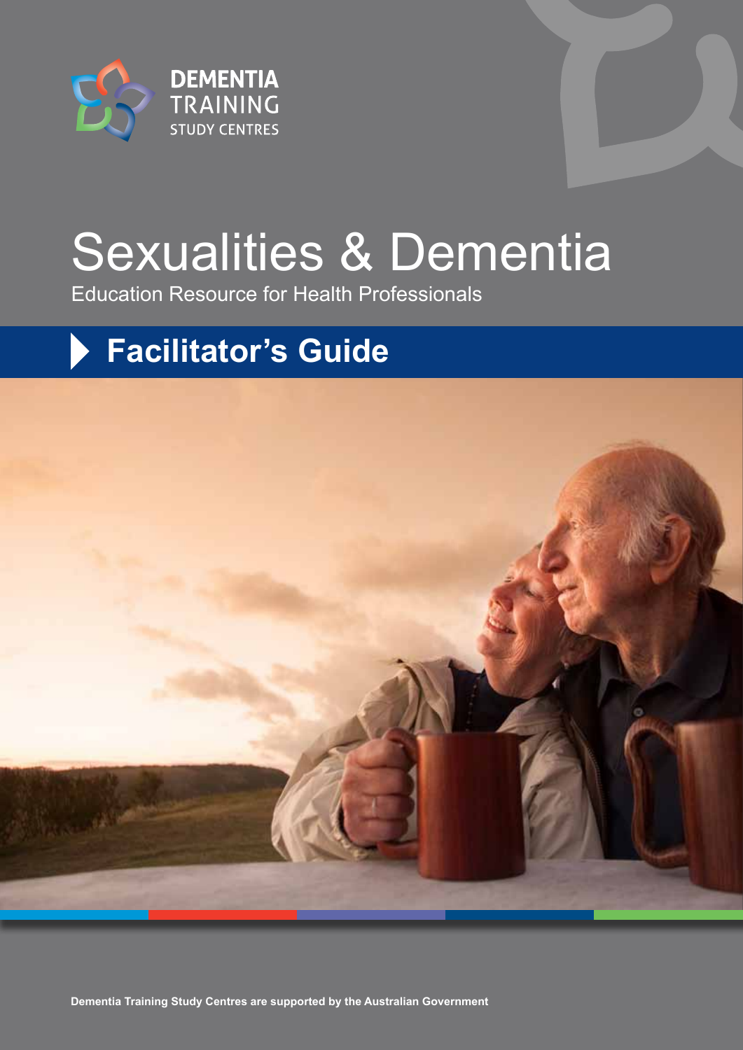DEMENTIA TRAINING STUDY CENTRES

# Sexualities & Dementia

Education Resource for Health Professionals

## Facilitator's Guide

**Dementia Training Study Centres are supported by the Australian Government**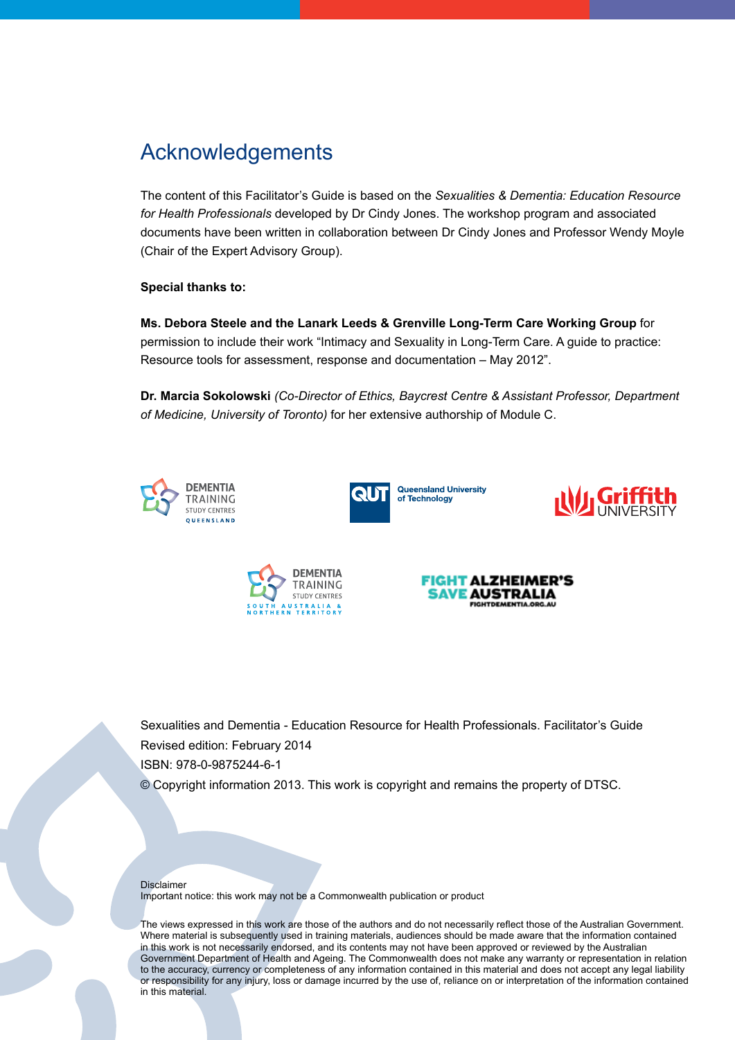# Acknowledgements

The content of this Facilitator's Guide is based on the *Sexualities & Dementia: Education Resource for Health Professionals* developed by Dr Cindy Jones. The workshop program and associated documents have been written in collaboration between Dr Cindy Jones and Professor Wendy Moyle (Chair of the Expert Advisory Group).

**Special thanks to:**

**Ms. Debora Steele and the Lanark Leeds & Grenville Long-Term Care Working Group** for permission to include their work "Intimacy and Sexuality in Long-Term Care. A guide to practice: Resource tools for assessment, response and documentation – May 2012".

**Dr. Marcia Sokolowski** *(Co-Director of Ethics, Baycrest Centre & Assistant Professor, Department of Medicine, University of Toronto)* for her extensive authorship of Module C.

Sexualities and Dementia - Education Resource for Health Professionals. Facilitator's Guide
Revised edition: February 2014
ISBN: 978-0-9875244-6-1
© Copyright information 2013. This work is copyright and remains the property of DTSC.

Disclaimer
Important notice: this work may not be a Commonwealth publication or product

The views expressed in this work are those of the authors and do not necessarily reflect those of the Australian Government. Where material is subsequently used in training materials, audiences should be made aware that the information contained in this work is not necessarily endorsed, and its contents may not have been approved or reviewed by the Australian Government Department of Health and Ageing. The Commonwealth does not make any warranty or representation in relation to the accuracy, currency or completeness of any information contained in this material and does not accept any legal liability or responsibility for any injury, loss or damage incurred by the use of, reliance on or interpretation of the information contained in this material.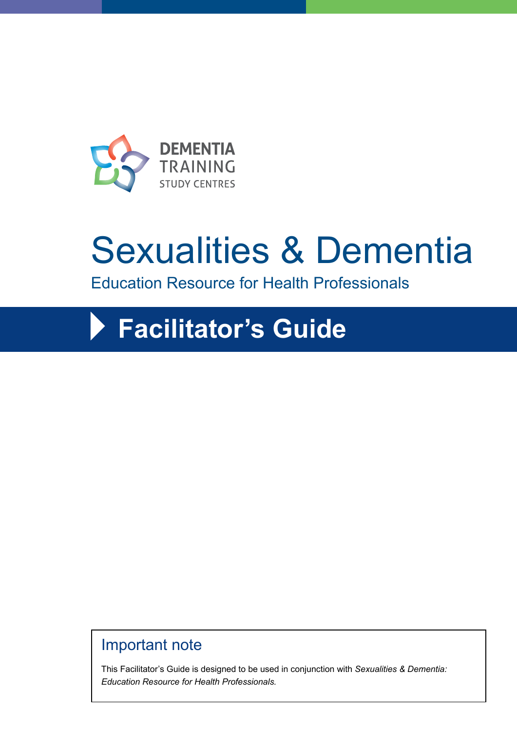DEMENTIA TRAINING STUDY CENTRES

# Sexualities & Dementia

Education Resource for Health Professionals

## Facilitator's Guide

### Important note

This Facilitator's Guide is designed to be used in conjunction with *Sexualities & Dementia: Education Resource for Health Professionals.*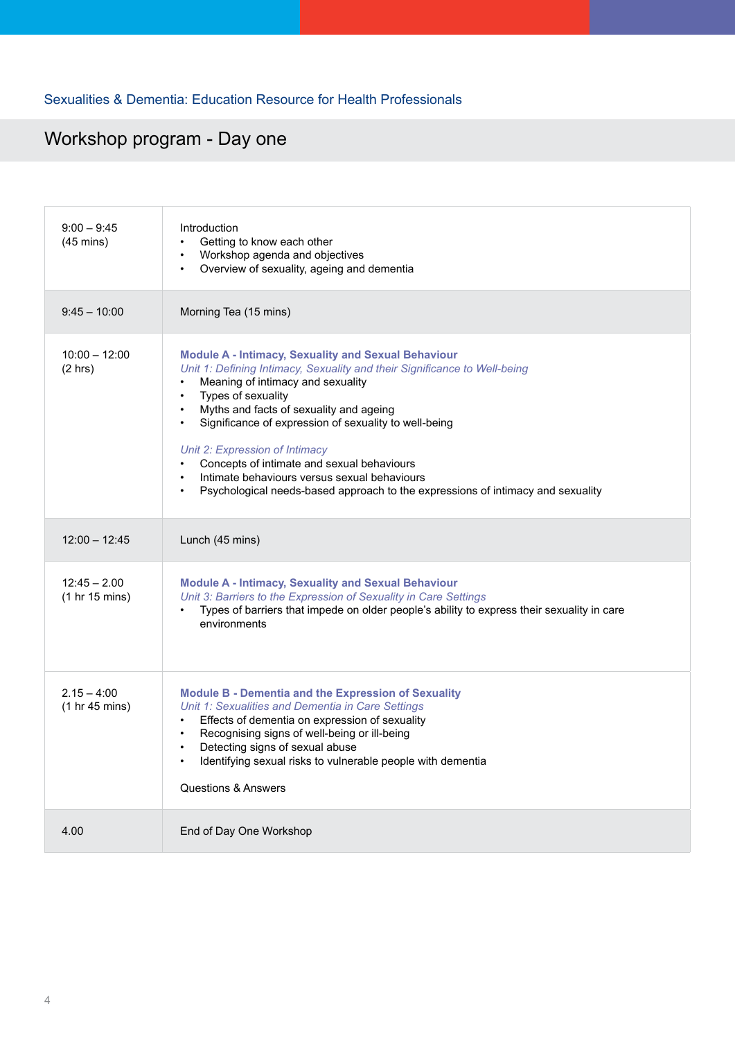Sexualities & Dementia: Education Resource for Health Professionals

# Workshop program - Day one

| | |
|---|---|
| 9:00 – 9:45<br>(45 mins) | Introduction<br>• Getting to know each other<br>• Workshop agenda and objectives<br>• Overview of sexuality, ageing and dementia |
| 9:45 – 10:00 | Morning Tea (15 mins) |
| 10:00 – 12:00<br>(2 hrs) | **Module A - Intimacy, Sexuality and Sexual Behaviour**<br>*Unit 1: Defining Intimacy, Sexuality and their Significance to Well-being*<br>• Meaning of intimacy and sexuality<br>• Types of sexuality<br>• Myths and facts of sexuality and ageing<br>• Significance of expression of sexuality to well-being<br><br>*Unit 2: Expression of Intimacy*<br>• Concepts of intimate and sexual behaviours<br>• Intimate behaviours versus sexual behaviours<br>• Psychological needs-based approach to the expressions of intimacy and sexuality |
| 12:00 – 12:45 | Lunch (45 mins) |
| 12:45 – 2.00<br>(1 hr 15 mins) | **Module A - Intimacy, Sexuality and Sexual Behaviour**<br>*Unit 3: Barriers to the Expression of Sexuality in Care Settings*<br>• Types of barriers that impede on older people's ability to express their sexuality in care environments |
| 2.15 – 4:00<br>(1 hr 45 mins) | **Module B - Dementia and the Expression of Sexuality**<br>*Unit 1: Sexualities and Dementia in Care Settings*<br>• Effects of dementia on expression of sexuality<br>• Recognising signs of well-being or ill-being<br>• Detecting signs of sexual abuse<br>• Identifying sexual risks to vulnerable people with dementia<br><br>Questions & Answers |
| 4.00 | End of Day One Workshop |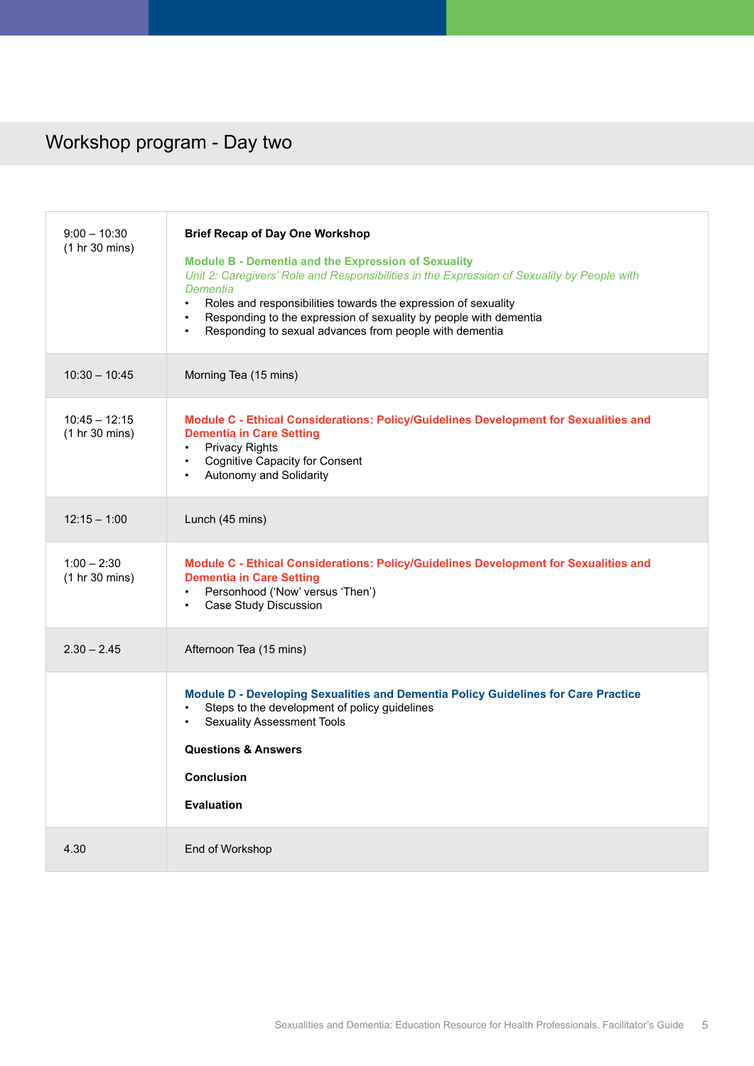## Workshop program - Day two

| | |
|---|---|
| 9:00 – 10:30 (1 hr 30 mins) | **Brief Recap of Day One Workshop**<br><br>**Module B - Dementia and the Expression of Sexuality**<br>*Unit 2: Caregivers' Role and Responsibilities in the Expression of Sexuality by People with Dementia*<br>• Roles and responsibilities towards the expression of sexuality<br>• Responding to the expression of sexuality by people with dementia<br>• Responding to sexual advances from people with dementia |
| 10:30 – 10:45 | Morning Tea (15 mins) |
| 10:45 – 12:15 (1 hr 30 mins) | **Module C - Ethical Considerations: Policy/Guidelines Development for Sexualities and Dementia in Care Setting**<br>• Privacy Rights<br>• Cognitive Capacity for Consent<br>• Autonomy and Solidarity |
| 12:15 – 1:00 | Lunch (45 mins) |
| 1:00 – 2:30 (1 hr 30 mins) | **Module C - Ethical Considerations: Policy/Guidelines Development for Sexualities and Dementia in Care Setting**<br>• Personhood ('Now' versus 'Then')<br>• Case Study Discussion |
| 2.30 – 2.45 | Afternoon Tea (15 mins) |
| | **Module D - Developing Sexualities and Dementia Policy Guidelines for Care Practice**<br>• Steps to the development of policy guidelines<br>• Sexuality Assessment Tools<br><br>**Questions & Answers**<br><br>**Conclusion**<br><br>**Evaluation** |
| 4.30 | End of Workshop |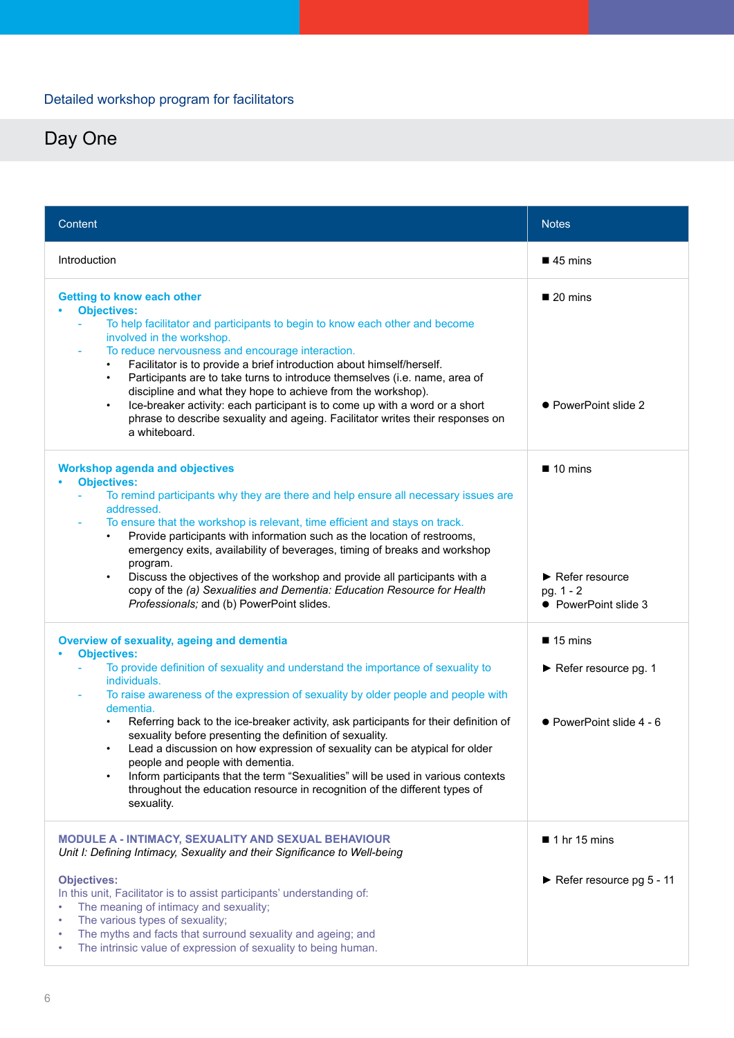Detailed workshop program for facilitators

## Day One

| Content | Notes |
| --- | --- |
| Introduction | ■ 45 mins |
| **Getting to know each other**<br>• **Objectives:**<br>- To help facilitator and participants to begin to know each other and become involved in the workshop.<br>- To reduce nervousness and encourage interaction.<br>• Facilitator is to provide a brief introduction about himself/herself.<br>• Participants are to take turns to introduce themselves (i.e. name, area of discipline and what they hope to achieve from the workshop).<br>• Ice-breaker activity: each participant is to come up with a word or a short phrase to describe sexuality and ageing. Facilitator writes their responses on a whiteboard. | ■ 20 mins<br>● PowerPoint slide 2 |
| **Workshop agenda and objectives**<br>• **Objectives:**<br>- To remind participants why they are there and help ensure all necessary issues are addressed.<br>- To ensure that the workshop is relevant, time efficient and stays on track.<br>• Provide participants with information such as the location of restrooms, emergency exits, availability of beverages, timing of breaks and workshop program.<br>• Discuss the objectives of the workshop and provide all participants with a copy of the *(a) Sexualities and Dementia: Education Resource for Health Professionals;* and (b) PowerPoint slides. | ■ 10 mins<br>► Refer resource pg. 1 - 2<br>● PowerPoint slide 3 |
| **Overview of sexuality, ageing and dementia**<br>• **Objectives:**<br>- To provide definition of sexuality and understand the importance of sexuality to individuals.<br>- To raise awareness of the expression of sexuality by older people and people with dementia.<br>• Referring back to the ice-breaker activity, ask participants for their definition of sexuality before presenting the definition of sexuality.<br>• Lead a discussion on how expression of sexuality can be atypical for older people and people with dementia.<br>• Inform participants that the term "Sexualities" will be used in various contexts throughout the education resource in recognition of the different types of sexuality. | ■ 15 mins<br>► Refer resource pg. 1<br>● PowerPoint slide 4 - 6 |
| **MODULE A - INTIMACY, SEXUALITY AND SEXUAL BEHAVIOUR**<br>*Unit I: Defining Intimacy, Sexuality and their Significance to Well-being*<br><br>**Objectives:**<br>In this unit, Facilitator is to assist participants' understanding of:<br>• The meaning of intimacy and sexuality;<br>• The various types of sexuality;<br>• The myths and facts that surround sexuality and ageing; and<br>• The intrinsic value of expression of sexuality to being human. | ■ 1 hr 15 mins<br>► Refer resource pg 5 - 11 |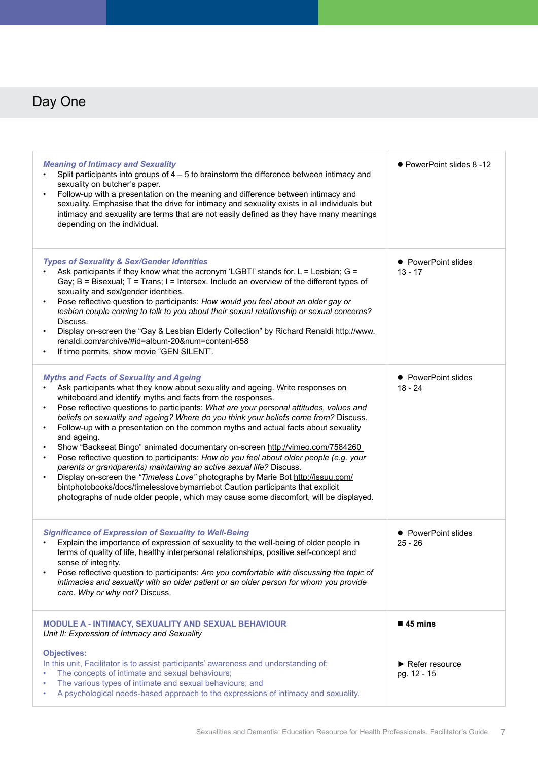## Day One

| | |
|---|---|
| ***Meaning of Intimacy and Sexuality***<br>• Split participants into groups of 4 – 5 to brainstorm the difference between intimacy and sexuality on butcher's paper.<br>• Follow-up with a presentation on the meaning and difference between intimacy and sexuality. Emphasise that the drive for intimacy and sexuality exists in all individuals but intimacy and sexuality are terms that are not easily defined as they have many meanings depending on the individual. | ● PowerPoint slides 8 -12 |
| ***Types of Sexuality & Sex/Gender Identities***<br>• Ask participants if they know what the acronym 'LGBTI' stands for. L = Lesbian; G = Gay; B = Bisexual; T = Trans; I = Intersex. Include an overview of the different types of sexuality and sex/gender identities.<br>• Pose reflective question to participants: *How would you feel about an older gay or lesbian couple coming to talk to you about their sexual relationship or sexual concerns?* Discuss.<br>• Display on-screen the "Gay & Lesbian Elderly Collection" by Richard Renaldi http://www.renaldi.com/archive/#id=album-20&num=content-658<br>• If time permits, show movie "GEN SILENT". | ● PowerPoint slides 13 - 17 |
| ***Myths and Facts of Sexuality and Ageing***<br>• Ask participants what they know about sexuality and ageing. Write responses on whiteboard and identify myths and facts from the responses.<br>• Pose reflective questions to participants: *What are your personal attitudes, values and beliefs on sexuality and ageing? Where do you think your beliefs come from?* Discuss.<br>• Follow-up with a presentation on the common myths and actual facts about sexuality and ageing.<br>• Show "Backseat Bingo" animated documentary on-screen http://vimeo.com/7584260<br>• Pose reflective question to participants: *How do you feel about older people (e.g. your parents or grandparents) maintaining an active sexual life?* Discuss.<br>• Display on-screen the *"Timeless Love"* photographs by Marie Bot http://issuu.com/bintphotobooks/docs/timelesslovebymarriebot Caution participants that explicit photographs of nude older people, which may cause some discomfort, will be displayed. | ● PowerPoint slides 18 - 24 |
| ***Significance of Expression of Sexuality to Well-Being***<br>• Explain the importance of expression of sexuality to the well-being of older people in terms of quality of life, healthy interpersonal relationships, positive self-concept and sense of integrity.<br>• Pose reflective question to participants: *Are you comfortable with discussing the topic of intimacies and sexuality with an older patient or an older person for whom you provide care. Why or why not?* Discuss. | ● PowerPoint slides 25 - 26 |
| **MODULE A - INTIMACY, SEXUALITY AND SEXUAL BEHAVIOUR**<br>*Unit II: Expression of Intimacy and Sexuality*<br><br>**Objectives:**<br>In this unit, Facilitator is to assist participants' awareness and understanding of:<br>• The concepts of intimate and sexual behaviours;<br>• The various types of intimate and sexual behaviours; and<br>• A psychological needs-based approach to the expressions of intimacy and sexuality. | ■ **45 mins**<br><br>► Refer resource pg. 12 - 15 |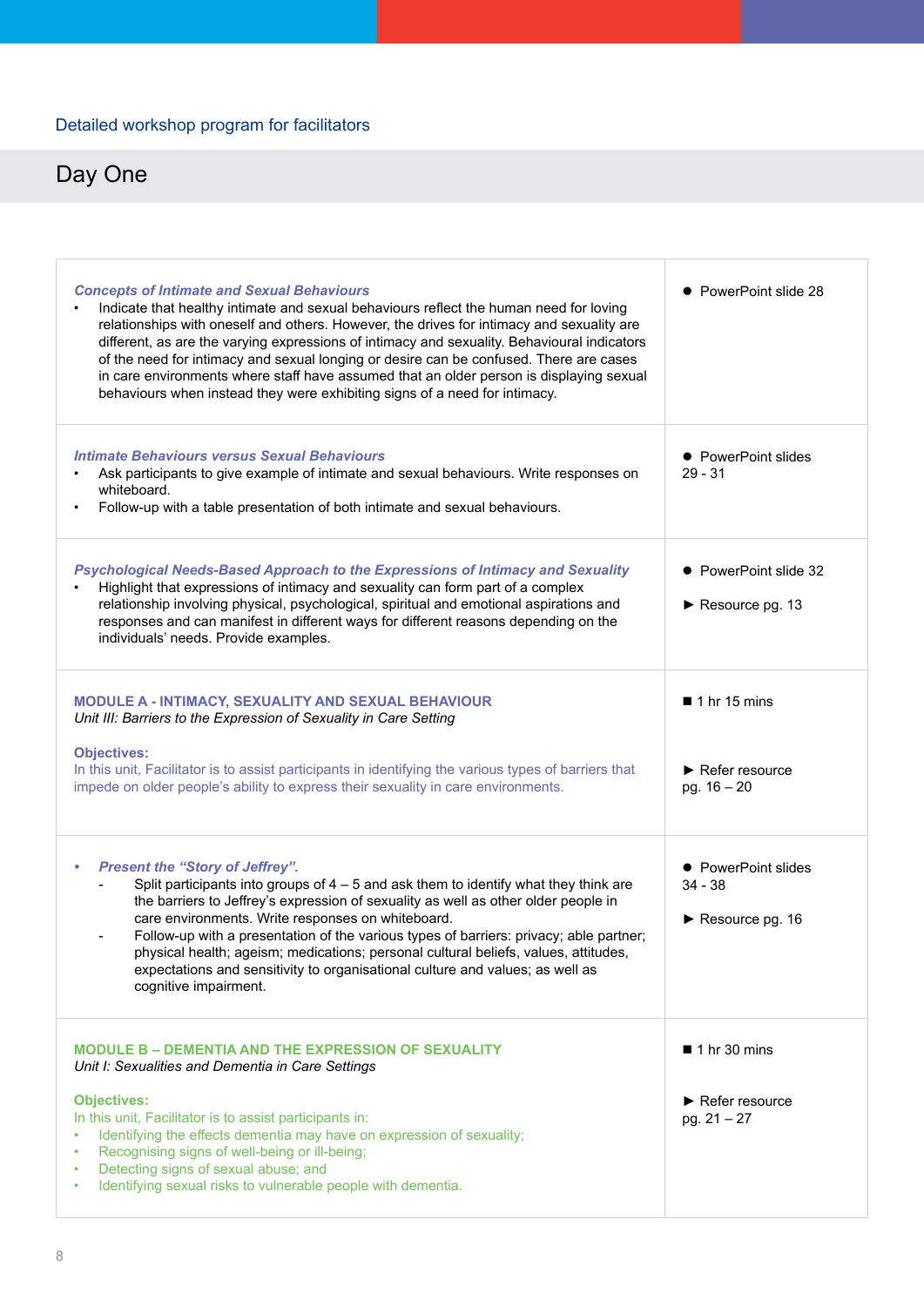Detailed workshop program for facilitators

## Day One

| | |
|---|---|
| ***Concepts of Intimate and Sexual Behaviours***<br>• Indicate that healthy intimate and sexual behaviours reflect the human need for loving relationships with oneself and others. However, the drives for intimacy and sexuality are different, as are the varying expressions of intimacy and sexuality. Behavioural indicators of the need for intimacy and sexual longing or desire can be confused. There are cases in care environments where staff have assumed that an older person is displaying sexual behaviours when instead they were exhibiting signs of a need for intimacy. | ● PowerPoint slide 28 |
| ***Intimate Behaviours versus Sexual Behaviours***<br>• Ask participants to give example of intimate and sexual behaviours. Write responses on whiteboard.<br>• Follow-up with a table presentation of both intimate and sexual behaviours. | ● PowerPoint slides 29 - 31 |
| ***Psychological Needs-Based Approach to the Expressions of Intimacy and Sexuality***<br>• Highlight that expressions of intimacy and sexuality can form part of a complex relationship involving physical, psychological, spiritual and emotional aspirations and responses and can manifest in different ways for different reasons depending on the individuals' needs. Provide examples. | ● PowerPoint slide 32<br><br>► Resource pg. 13 |
| **MODULE A - INTIMACY, SEXUALITY AND SEXUAL BEHAVIOUR**<br>*Unit III: Barriers to the Expression of Sexuality in Care Setting*<br><br>**Objectives:**<br>In this unit, Facilitator is to assist participants in identifying the various types of barriers that impede on older people's ability to express their sexuality in care environments. | ■ 1 hr 15 mins<br><br>► Refer resource pg. 16 – 20 |
| • ***Present the "Story of Jeffrey".***<br>- Split participants into groups of 4 – 5 and ask them to identify what they think are the barriers to Jeffrey's expression of sexuality as well as other older people in care environments. Write responses on whiteboard.<br>- Follow-up with a presentation of the various types of barriers: privacy; able partner; physical health; ageism; medications; personal cultural beliefs, values, attitudes, expectations and sensitivity to organisational culture and values; as well as cognitive impairment. | ● PowerPoint slides 34 - 38<br><br>► Resource pg. 16 |
| **MODULE B – DEMENTIA AND THE EXPRESSION OF SEXUALITY**<br>*Unit I: Sexualities and Dementia in Care Settings*<br><br>**Objectives:**<br>In this unit, Facilitator is to assist participants in:<br>• Identifying the effects dementia may have on expression of sexuality;<br>• Recognising signs of well-being or ill-being;<br>• Detecting signs of sexual abuse; and<br>• Identifying sexual risks to vulnerable people with dementia. | ■ 1 hr 30 mins<br><br>► Refer resource pg. 21 – 27 |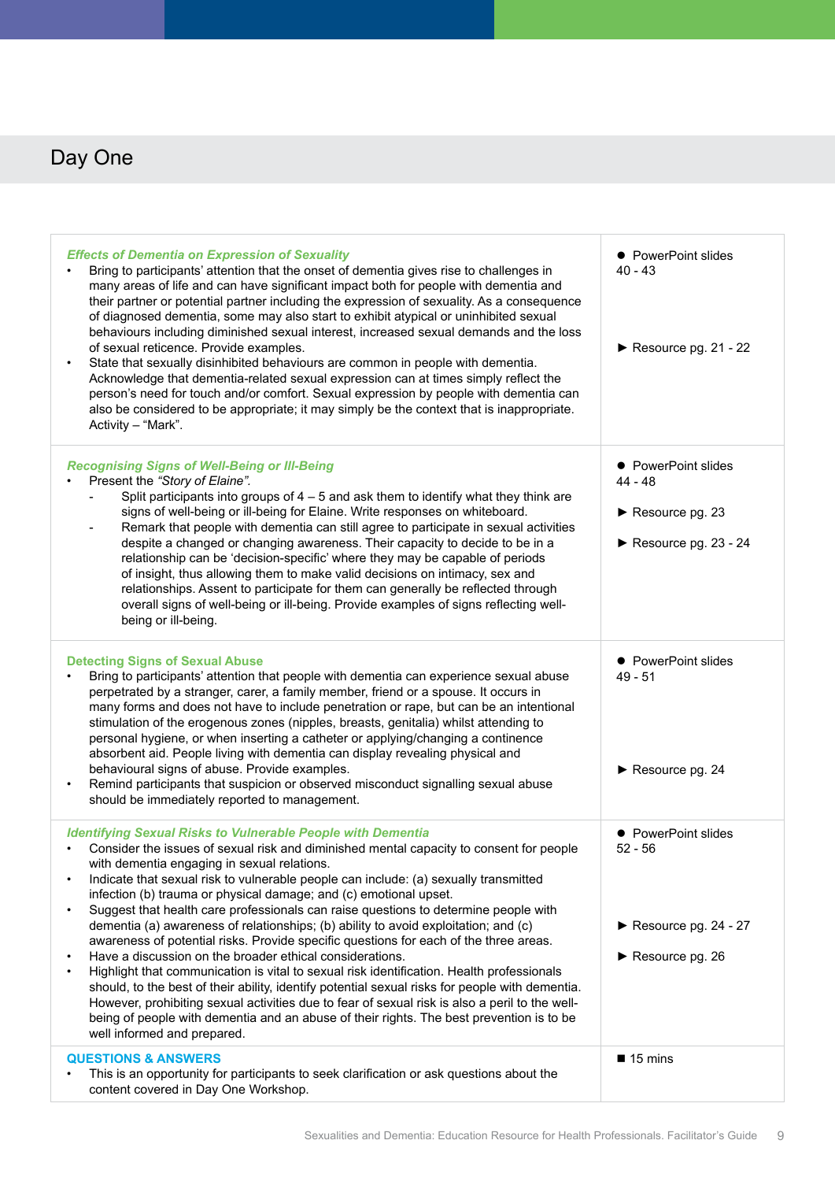## Day One

| | |
|---|---|
| ***Effects of Dementia on Expression of Sexuality***<br>• Bring to participants' attention that the onset of dementia gives rise to challenges in many areas of life and can have significant impact both for people with dementia and their partner or potential partner including the expression of sexuality. As a consequence of diagnosed dementia, some may also start to exhibit atypical or uninhibited sexual behaviours including diminished sexual interest, increased sexual demands and the loss of sexual reticence. Provide examples.<br>• State that sexually disinhibited behaviours are common in people with dementia. Acknowledge that dementia-related sexual expression can at times simply reflect the person's need for touch and/or comfort. Sexual expression by people with dementia can also be considered to be appropriate; it may simply be the context that is inappropriate. Activity – "Mark". | ● PowerPoint slides 40 - 43<br><br>► Resource pg. 21 - 22 |
| ***Recognising Signs of Well-Being or Ill-Being***<br>• Present the *"Story of Elaine"*.<br>- Split participants into groups of 4 – 5 and ask them to identify what they think are signs of well-being or ill-being for Elaine. Write responses on whiteboard.<br>- Remark that people with dementia can still agree to participate in sexual activities despite a changed or changing awareness. Their capacity to decide to be in a relationship can be 'decision-specific' where they may be capable of periods of insight, thus allowing them to make valid decisions on intimacy, sex and relationships. Assent to participate for them can generally be reflected through overall signs of well-being or ill-being. Provide examples of signs reflecting well-being or ill-being. | ● PowerPoint slides 44 - 48<br><br>► Resource pg. 23<br><br>► Resource pg. 23 - 24 |
| **Detecting Signs of Sexual Abuse**<br>• Bring to participants' attention that people with dementia can experience sexual abuse perpetrated by a stranger, carer, a family member, friend or a spouse. It occurs in many forms and does not have to include penetration or rape, but can be an intentional stimulation of the erogenous zones (nipples, breasts, genitalia) whilst attending to personal hygiene, or when inserting a catheter or applying/changing a continence absorbent aid. People living with dementia can display revealing physical and behavioural signs of abuse. Provide examples.<br>• Remind participants that suspicion or observed misconduct signalling sexual abuse should be immediately reported to management. | ● PowerPoint slides 49 - 51<br><br>► Resource pg. 24 |
| ***Identifying Sexual Risks to Vulnerable People with Dementia***<br>• Consider the issues of sexual risk and diminished mental capacity to consent for people with dementia engaging in sexual relations.<br>• Indicate that sexual risk to vulnerable people can include: (a) sexually transmitted infection (b) trauma or physical damage; and (c) emotional upset.<br>• Suggest that health care professionals can raise questions to determine people with dementia (a) awareness of relationships; (b) ability to avoid exploitation; and (c) awareness of potential risks. Provide specific questions for each of the three areas.<br>• Have a discussion on the broader ethical considerations.<br>• Highlight that communication is vital to sexual risk identification. Health professionals should, to the best of their ability, identify potential sexual risks for people with dementia. However, prohibiting sexual activities due to fear of sexual risk is also a peril to the well-being of people with dementia and an abuse of their rights. The best prevention is to be well informed and prepared. | ● PowerPoint slides 52 - 56<br><br>► Resource pg. 24 - 27<br><br>► Resource pg. 26 |
| **QUESTIONS & ANSWERS**<br>• This is an opportunity for participants to seek clarification or ask questions about the content covered in Day One Workshop. | ■ 15 mins |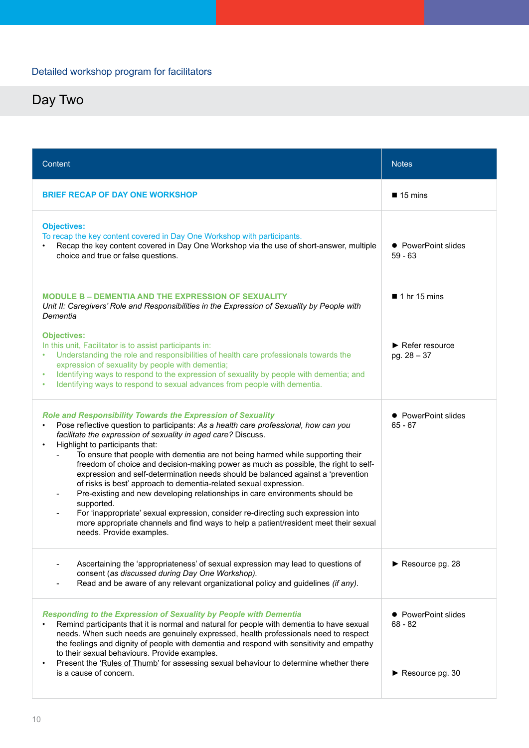Detailed workshop program for facilitators

# Day Two

| Content | Notes |
|---|---|
| **BRIEF RECAP OF DAY ONE WORKSHOP** | ■ 15 mins |
| **Objectives:**<br>To recap the key content covered in Day One Workshop with participants.<br>• Recap the key content covered in Day One Workshop via the use of short-answer, multiple choice and true or false questions. | ● PowerPoint slides 59 - 63 |
| **MODULE B – DEMENTIA AND THE EXPRESSION OF SEXUALITY**<br>*Unit II: Caregivers' Role and Responsibilities in the Expression of Sexuality by People with Dementia*<br><br>**Objectives:**<br>In this unit, Facilitator is to assist participants in:<br>• Understanding the role and responsibilities of health care professionals towards the expression of sexuality by people with dementia;<br>• Identifying ways to respond to the expression of sexuality by people with dementia; and<br>• Identifying ways to respond to sexual advances from people with dementia. | ■ 1 hr 15 mins<br><br>► Refer resource pg. 28 – 37 |
| ***Role and Responsibility Towards the Expression of Sexuality***<br>• Pose reflective question to participants: *As a health care professional, how can you facilitate the expression of sexuality in aged care?* Discuss.<br>• Highlight to participants that:<br>- To ensure that people with dementia are not being harmed while supporting their freedom of choice and decision-making power as much as possible, the right to self-expression and self-determination needs should be balanced against a 'prevention of risks is best' approach to dementia-related sexual expression.<br>- Pre-existing and new developing relationships in care environments should be supported.<br>- For 'inappropriate' sexual expression, consider re-directing such expression into more appropriate channels and find ways to help a patient/resident meet their sexual needs. Provide examples. | ● PowerPoint slides 65 - 67 |
| - Ascertaining the 'appropriateness' of sexual expression may lead to questions of consent (*as discussed during Day One Workshop).*<br>- Read and be aware of any relevant organizational policy and guidelines *(if any).* | ► Resource pg. 28 |
| ***Responding to the Expression of Sexuality by People with Dementia***<br>• Remind participants that it is normal and natural for people with dementia to have sexual needs. When such needs are genuinely expressed, health professionals need to respect the feelings and dignity of people with dementia and respond with sensitivity and empathy to their sexual behaviours. Provide examples.<br>• Present the 'Rules of Thumb' for assessing sexual behaviour to determine whether there is a cause of concern. | ● PowerPoint slides 68 - 82<br><br>► Resource pg. 30 |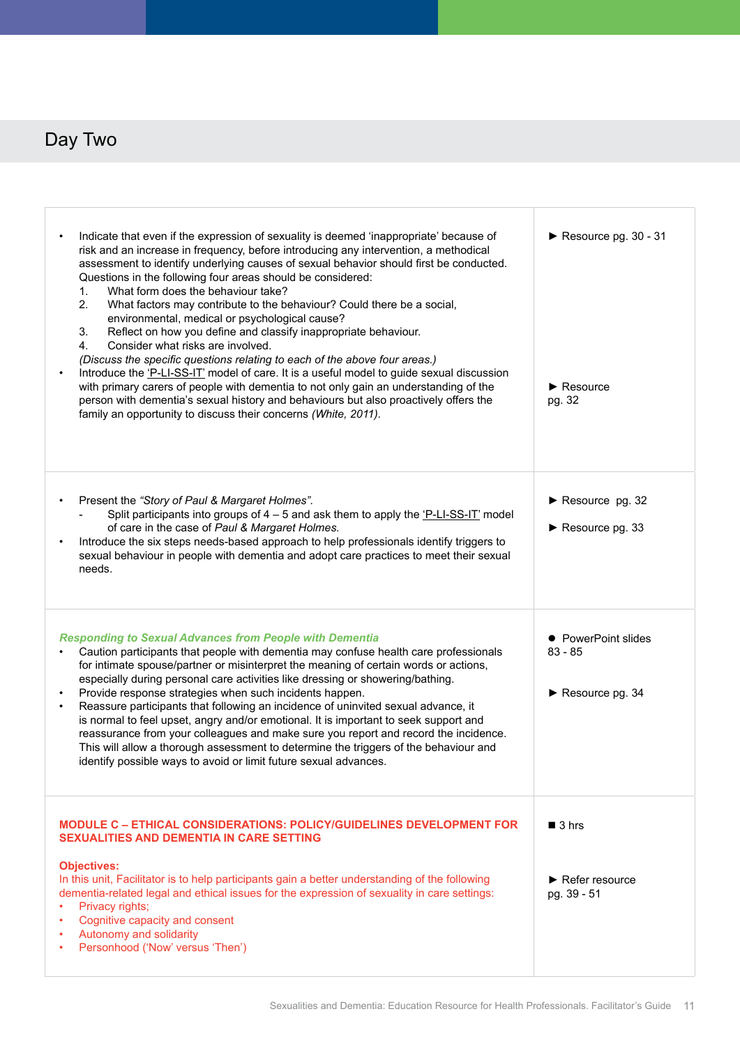## Day Two

| | |
|---|---|
| • Indicate that even if the expression of sexuality is deemed 'inappropriate' because of risk and an increase in frequency, before introducing any intervention, a methodical assessment to identify underlying causes of sexual behavior should first be conducted. Questions in the following four areas should be considered:<br>1. What form does the behaviour take?<br>2. What factors may contribute to the behaviour? Could there be a social, environmental, medical or psychological cause?<br>3. Reflect on how you define and classify inappropriate behaviour.<br>4. Consider what risks are involved.<br>*(Discuss the specific questions relating to each of the above four areas.)*<br>• Introduce the 'P-LI-SS-IT' model of care. It is a useful model to guide sexual discussion with primary carers of people with dementia to not only gain an understanding of the person with dementia's sexual history and behaviours but also proactively offers the family an opportunity to discuss their concerns *(White, 2011)*. | ► Resource pg. 30 - 31<br><br>► Resource pg. 32 |
| • Present the *"Story of Paul & Margaret Holmes"*.<br>- Split participants into groups of 4 – 5 and ask them to apply the 'P-LI-SS-IT' model of care in the case of *Paul & Margaret Holmes.*<br>• Introduce the six steps needs-based approach to help professionals identify triggers to sexual behaviour in people with dementia and adopt care practices to meet their sexual needs. | ► Resource pg. 32<br><br>► Resource pg. 33 |
| ***Responding to Sexual Advances from People with Dementia***<br>• Caution participants that people with dementia may confuse health care professionals for intimate spouse/partner or misinterpret the meaning of certain words or actions, especially during personal care activities like dressing or showering/bathing.<br>• Provide response strategies when such incidents happen.<br>• Reassure participants that following an incidence of uninvited sexual advance, it is normal to feel upset, angry and/or emotional. It is important to seek support and reassurance from your colleagues and make sure you report and record the incidence. This will allow a thorough assessment to determine the triggers of the behaviour and identify possible ways to avoid or limit future sexual advances. | ● PowerPoint slides 83 - 85<br><br>► Resource pg. 34 |
| **MODULE C – ETHICAL CONSIDERATIONS: POLICY/GUIDELINES DEVELOPMENT FOR SEXUALITIES AND DEMENTIA IN CARE SETTING**<br><br>**Objectives:**<br>In this unit, Facilitator is to help participants gain a better understanding of the following dementia-related legal and ethical issues for the expression of sexuality in care settings:<br>• Privacy rights;<br>• Cognitive capacity and consent<br>• Autonomy and solidarity<br>• Personhood ('Now' versus 'Then') | ■ 3 hrs<br><br>► Refer resource pg. 39 - 51 |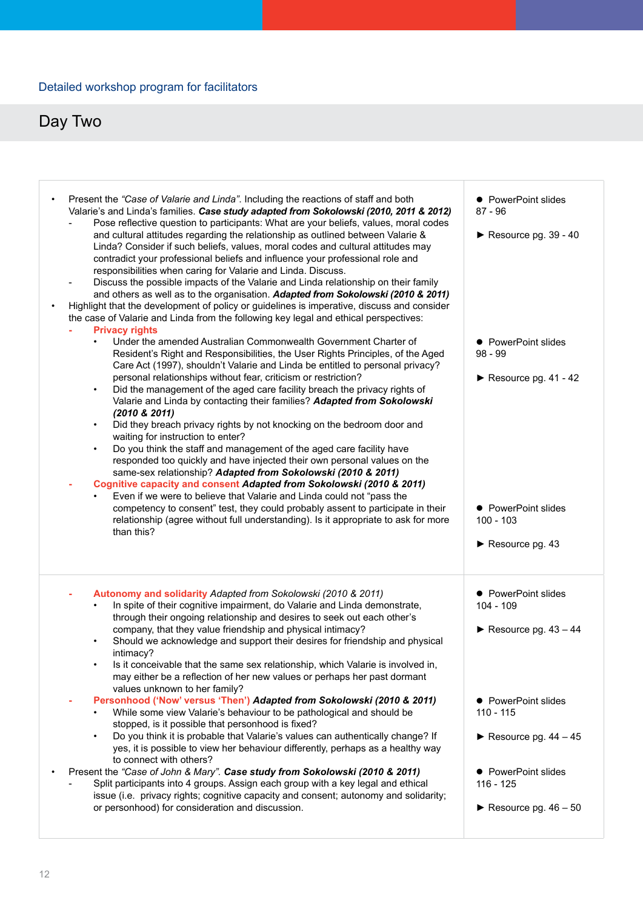Detailed workshop program for facilitators

## Day Two

| | |
|---|---|
| • Present the *"Case of Valarie and Linda"*. Including the reactions of staff and both Valarie's and Linda's families. ***Case study adapted from Sokolowski (2010, 2011 & 2012)***<br>- Pose reflective question to participants: What are your beliefs, values, moral codes and cultural attitudes regarding the relationship as outlined between Valarie & Linda? Consider if such beliefs, values, moral codes and cultural attitudes may contradict your professional beliefs and influence your professional role and responsibilities when caring for Valarie and Linda. Discuss.<br>- Discuss the possible impacts of the Valarie and Linda relationship on their family and others as well as to the organisation. ***Adapted from Sokolowski (2010 & 2011)*** | ● PowerPoint slides 87 - 96<br><br>► Resource pg. 39 - 40 |
| • Highlight that the development of policy or guidelines is imperative, discuss and consider the case of Valarie and Linda from the following key legal and ethical perspectives:<br>- **Privacy rights**<br>• Under the amended Australian Commonwealth Government Charter of Resident's Right and Responsibilities, the User Rights Principles, of the Aged Care Act (1997), shouldn't Valarie and Linda be entitled to personal privacy? personal relationships without fear, criticism or restriction?<br>• Did the management of the aged care facility breach the privacy rights of Valarie and Linda by contacting their families? ***Adapted from Sokolowski (2010 & 2011)***<br>• Did they breach privacy rights by not knocking on the bedroom door and waiting for instruction to enter?<br>• Do you think the staff and management of the aged care facility have responded too quickly and have injected their own personal values on the same-sex relationship? ***Adapted from Sokolowski (2010 & 2011)*** | ● PowerPoint slides 98 - 99<br><br>► Resource pg. 41 - 42 |
| - **Cognitive capacity and consent** ***Adapted from Sokolowski (2010 & 2011)***<br>• Even if we were to believe that Valarie and Linda could not "pass the competency to consent" test, they could probably assent to participate in their relationship (agree without full understanding). Is it appropriate to ask for more than this? | ● PowerPoint slides 100 - 103<br><br>► Resource pg. 43 |
| - **Autonomy and solidarity** *Adapted from Sokolowski (2010 & 2011)*<br>• In spite of their cognitive impairment, do Valarie and Linda demonstrate, through their ongoing relationship and desires to seek out each other's company, that they value friendship and physical intimacy?<br>• Should we acknowledge and support their desires for friendship and physical intimacy?<br>• Is it conceivable that the same sex relationship, which Valarie is involved in, may either be a reflection of her new values or perhaps her past dormant values unknown to her family? | ● PowerPoint slides 104 - 109<br><br>► Resource pg. 43 – 44 |
| - **Personhood ('Now' versus 'Then')** ***Adapted from Sokolowski (2010 & 2011)***<br>• While some view Valarie's behaviour to be pathological and should be stopped, is it possible that personhood is fixed?<br>• Do you think it is probable that Valarie's values can authentically change? If yes, it is possible to view her behaviour differently, perhaps as a healthy way to connect with others? | ● PowerPoint slides 110 - 115<br><br>► Resource pg. 44 – 45 |
| • Present the *"Case of John & Mary"*. ***Case study from Sokolowski (2010 & 2011)***<br>- Split participants into 4 groups. Assign each group with a key legal and ethical issue (i.e. privacy rights; cognitive capacity and consent; autonomy and solidarity; or personhood) for consideration and discussion. | ● PowerPoint slides 116 - 125<br><br>► Resource pg. 46 – 50 |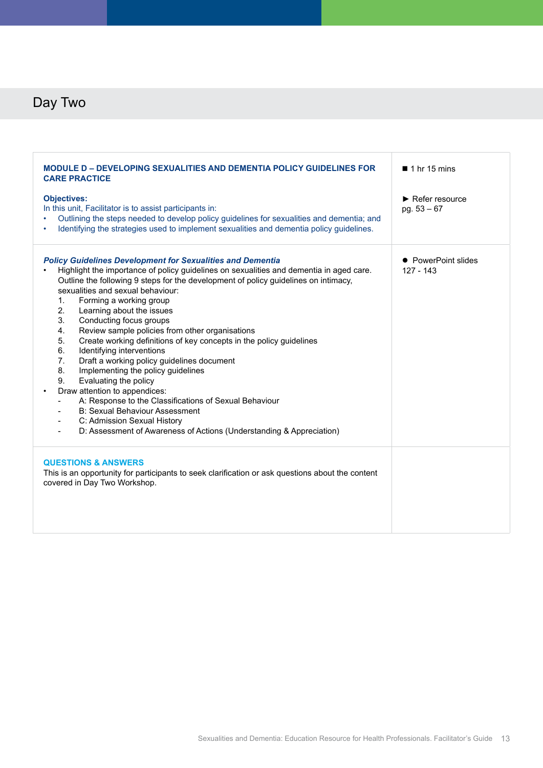# Day Two

| MODULE D – DEVELOPING SEXUALITIES AND DEMENTIA POLICY GUIDELINES FOR CARE PRACTICE<br><br>**Objectives:**<br>In this unit, Facilitator is to assist participants in:<br>• Outlining the steps needed to develop policy guidelines for sexualities and dementia; and<br>• Identifying the strategies used to implement sexualities and dementia policy guidelines. | ■ 1 hr 15 mins<br><br>► Refer resource pg. 53 – 67 |
|---|---|
| ***Policy Guidelines Development for Sexualities and Dementia***<br>• Highlight the importance of policy guidelines on sexualities and dementia in aged care. Outline the following 9 steps for the development of policy guidelines on intimacy, sexualities and sexual behaviour:<br>1. Forming a working group<br>2. Learning about the issues<br>3. Conducting focus groups<br>4. Review sample policies from other organisations<br>5. Create working definitions of key concepts in the policy guidelines<br>6. Identifying interventions<br>7. Draft a working policy guidelines document<br>8. Implementing the policy guidelines<br>9. Evaluating the policy<br>• Draw attention to appendices:<br>- A: Response to the Classifications of Sexual Behaviour<br>- B: Sexual Behaviour Assessment<br>- C: Admission Sexual History<br>- D: Assessment of Awareness of Actions (Understanding & Appreciation) | ● PowerPoint slides 127 - 143 |
| **QUESTIONS & ANSWERS**<br>This is an opportunity for participants to seek clarification or ask questions about the content covered in Day Two Workshop. | |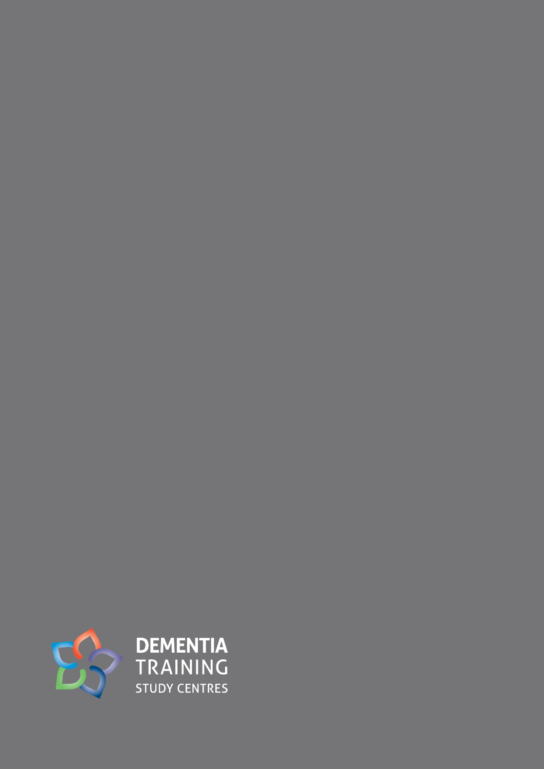DEMENTIA
TRAINING
STUDY CENTRES